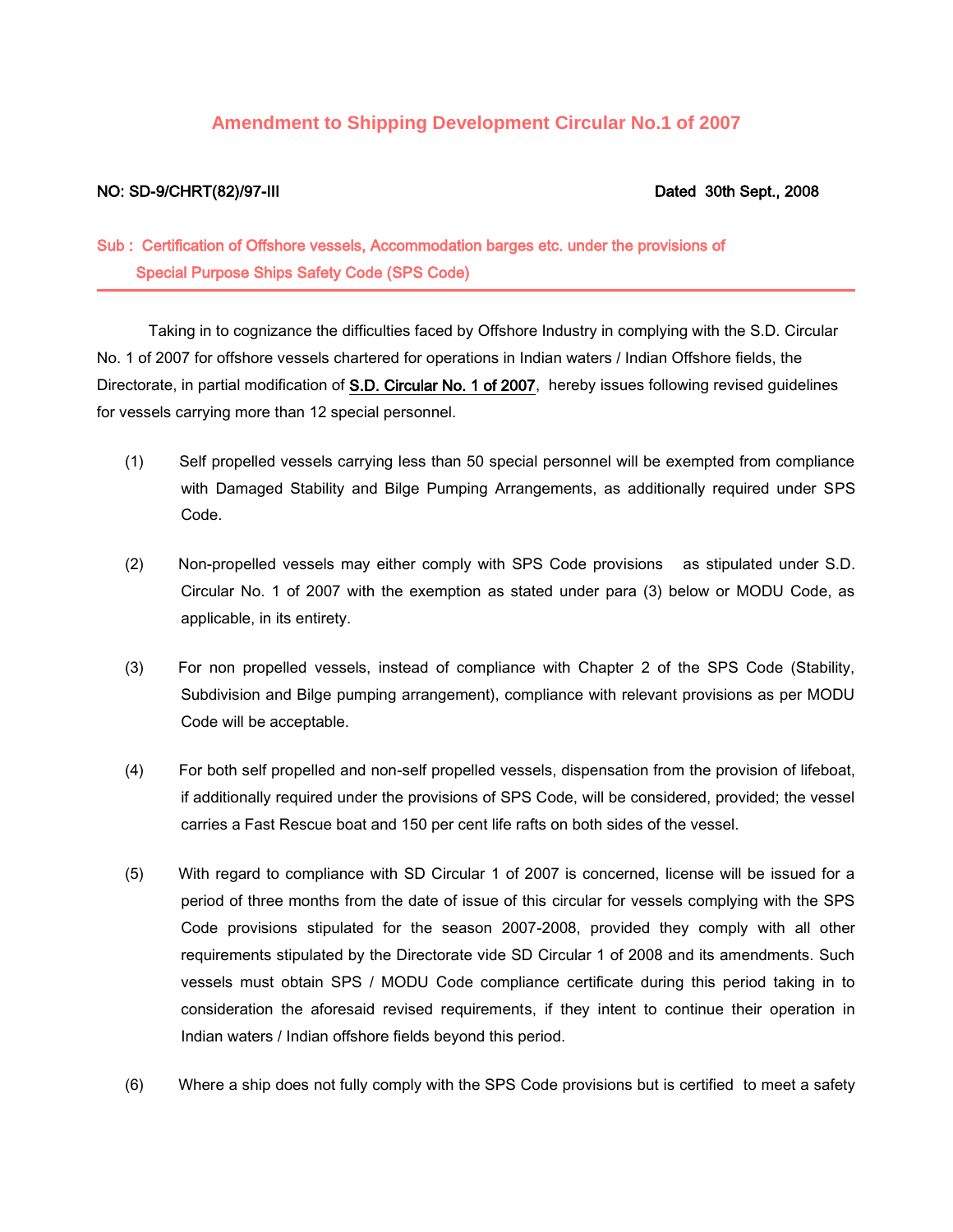# Amendment to Shipping Development Circular No.1 of 2007

**NO: SD-9/CHRT(82)/97-III** **Dated 30th Sept., 2008**

**Sub : Certification of Offshore vessels, Accommodation barges etc. under the provisions of Special Purpose Ships Safety Code (SPS Code)**

---

Taking in to cognizance the difficulties faced by Offshore Industry in complying with the S.D. Circular No. 1 of 2007 for offshore vessels chartered for operations in Indian waters / Indian Offshore fields, the Directorate, in partial modification of S.D. Circular No. 1 of 2007, hereby issues following revised guidelines for vessels carrying more than 12 special personnel.

(1) Self propelled vessels carrying less than 50 special personnel will be exempted from compliance with Damaged Stability and Bilge Pumping Arrangements, as additionally required under SPS Code.

(2) Non-propelled vessels may either comply with SPS Code provisions as stipulated under S.D. Circular No. 1 of 2007 with the exemption as stated under para (3) below or MODU Code, as applicable, in its entirety.

(3) For non propelled vessels, instead of compliance with Chapter 2 of the SPS Code (Stability, Subdivision and Bilge pumping arrangement), compliance with relevant provisions as per MODU Code will be acceptable.

(4) For both self propelled and non-self propelled vessels, dispensation from the provision of lifeboat, if additionally required under the provisions of SPS Code, will be considered, provided; the vessel carries a Fast Rescue boat and 150 per cent life rafts on both sides of the vessel.

(5) With regard to compliance with SD Circular 1 of 2007 is concerned, license will be issued for a period of three months from the date of issue of this circular for vessels complying with the SPS Code provisions stipulated for the season 2007-2008, provided they comply with all other requirements stipulated by the Directorate vide SD Circular 1 of 2008 and its amendments. Such vessels must obtain SPS / MODU Code compliance certificate during this period taking in to consideration the aforesaid revised requirements, if they intent to continue their operation in Indian waters / Indian offshore fields beyond this period.

(6) Where a ship does not fully comply with the SPS Code provisions but is certified to meet a safety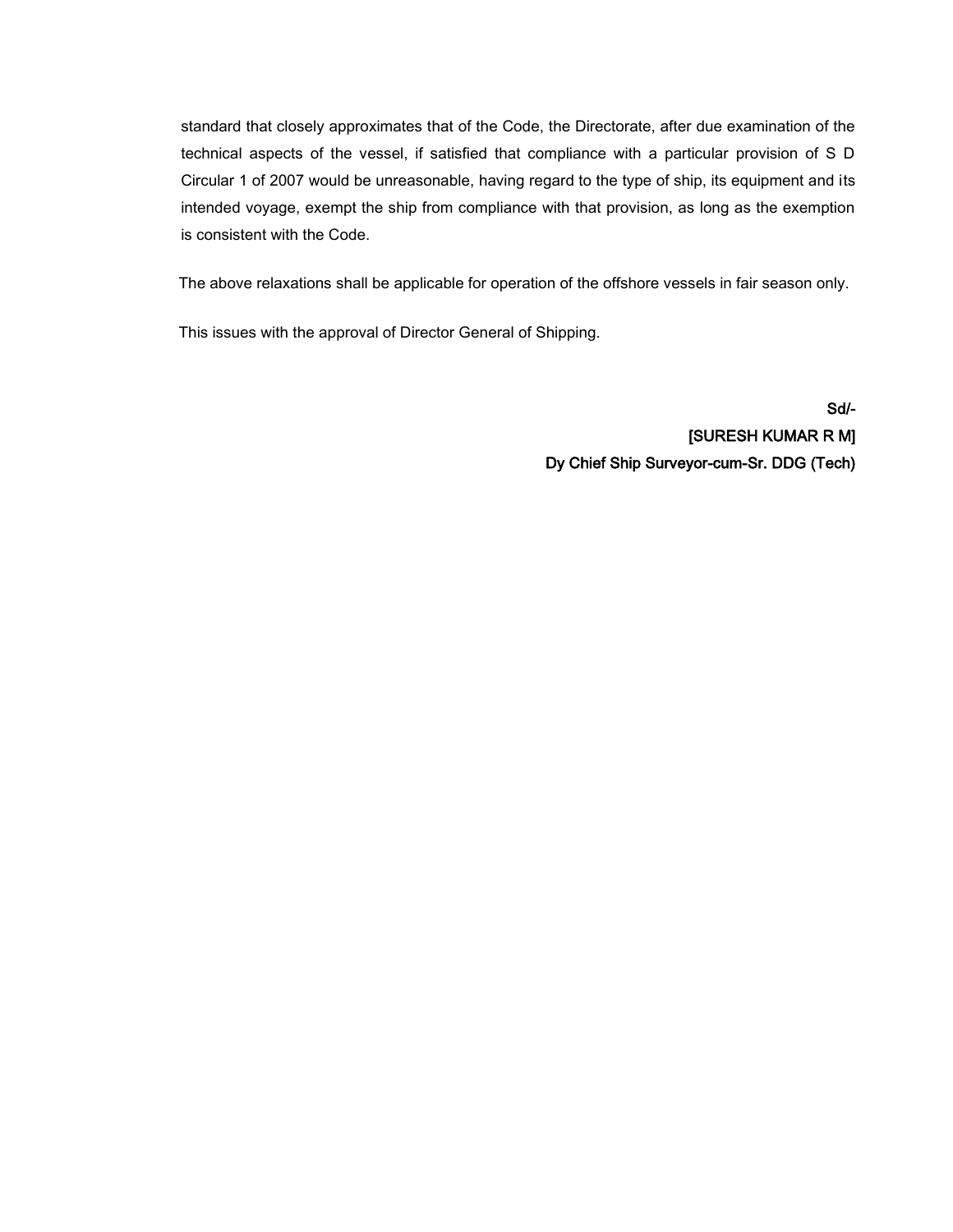standard that closely approximates that of the Code, the Directorate, after due examination of the technical aspects of the vessel, if satisfied that compliance with a particular provision of S D Circular 1 of 2007 would be unreasonable, having regard to the type of ship, its equipment and its intended voyage, exempt the ship from compliance with that provision, as long as the exemption is consistent with the Code.

The above relaxations shall be applicable for operation of the offshore vessels in fair season only.

This issues with the approval of Director General of Shipping.

**Sd/-**

**[SURESH KUMAR R M]**

**Dy Chief Ship Surveyor-cum-Sr. DDG (Tech)**